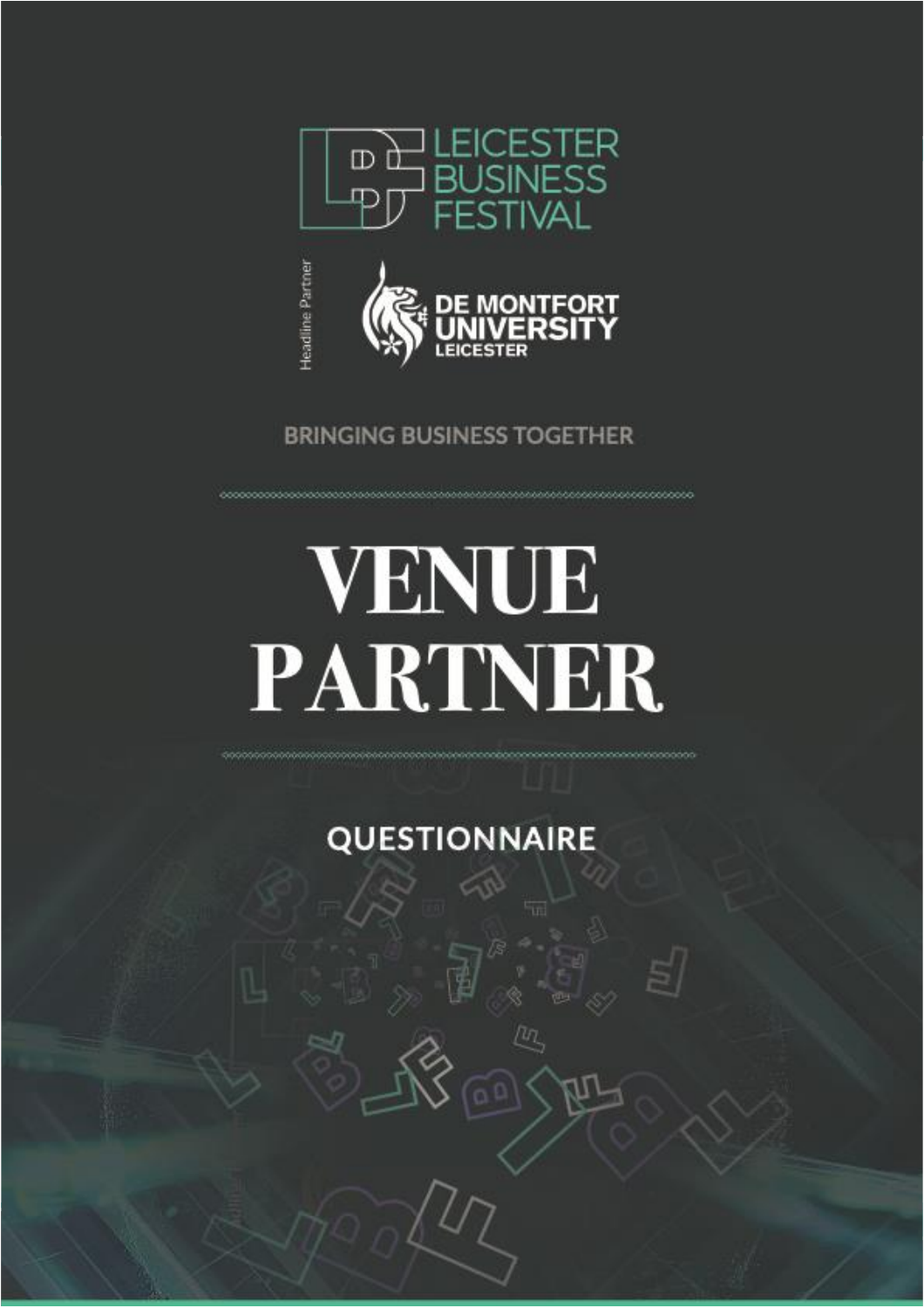LEICESTER BUSINESS FESTIVAL

Headline Partner

DE MONTFORT UNIVERSITY LEICESTER

BRINGING BUSINESS TOGETHER

# VENUE PARTNER

## QUESTIONNAIRE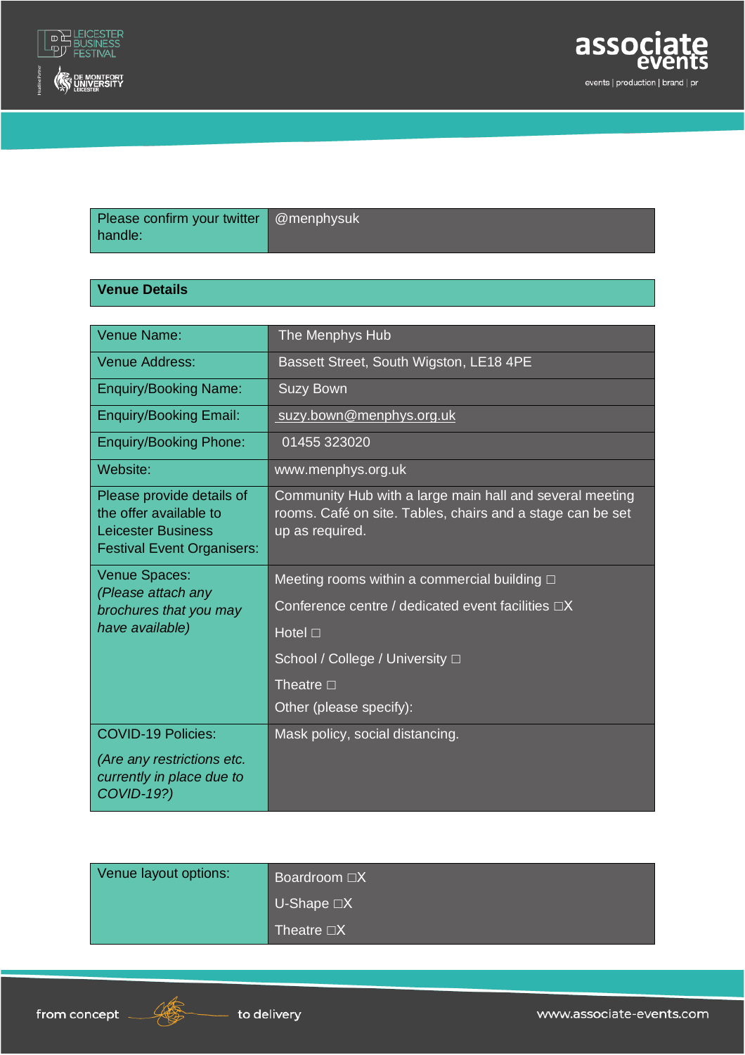| Please confirm your twitter handle: | @menphysuk |
|---|---|

## Venue Details

| Venue Name: | The Menphys Hub |
|---|---|
| Venue Address: | Bassett Street, South Wigston, LE18 4PE |
| Enquiry/Booking Name: | Suzy Bown |
| Enquiry/Booking Email: | suzy.bown@menphys.org.uk |
| Enquiry/Booking Phone: | 01455 323020 |
| Website: | www.menphys.org.uk |
| Please provide details of the offer available to Leicester Business Festival Event Organisers: | Community Hub with a large main hall and several meeting rooms. Café on site. Tables, chairs and a stage can be set up as required. |
| Venue Spaces: *(Please attach any brochures that you may have available)* | Meeting rooms within a commercial building □<br>Conference centre / dedicated event facilities □X<br>Hotel □<br>School / College / University □<br>Theatre □<br>Other (please specify): |
| COVID-19 Policies: *(Are any restrictions etc. currently in place due to COVID-19?)* | Mask policy, social distancing. |

| Venue layout options: | Boardroom □X<br>U-Shape □X<br>Theatre □X |
|---|---|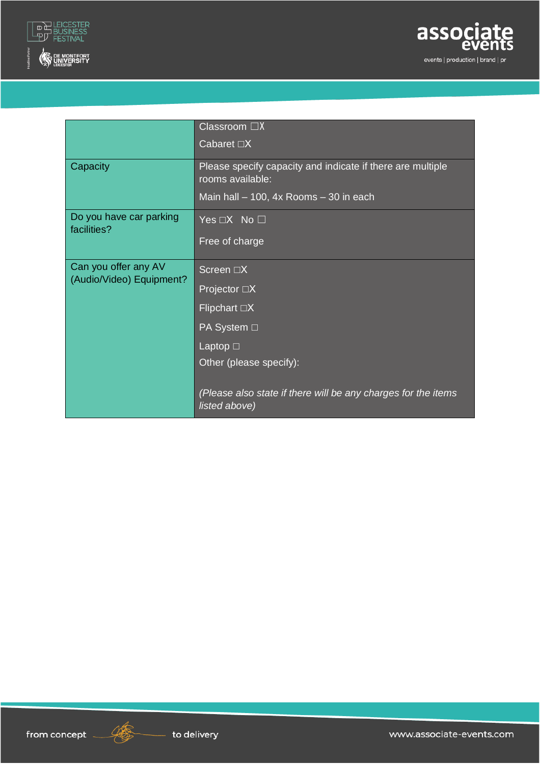| | |
|---|---|
| | Classroom ☐X<br>Cabaret ☐X |
| Capacity | Please specify capacity and indicate if there are multiple rooms available:<br>Main hall – 100, 4x Rooms – 30 in each |
| Do you have car parking facilities? | Yes ☐X No ☐<br>Free of charge |
| Can you offer any AV (Audio/Video) Equipment? | Screen ☐X<br>Projector ☐X<br>Flipchart ☐X<br>PA System ☐<br>Laptop ☐<br>Other (please specify):<br><br>*(Please also state if there will be any charges for the items listed above)* |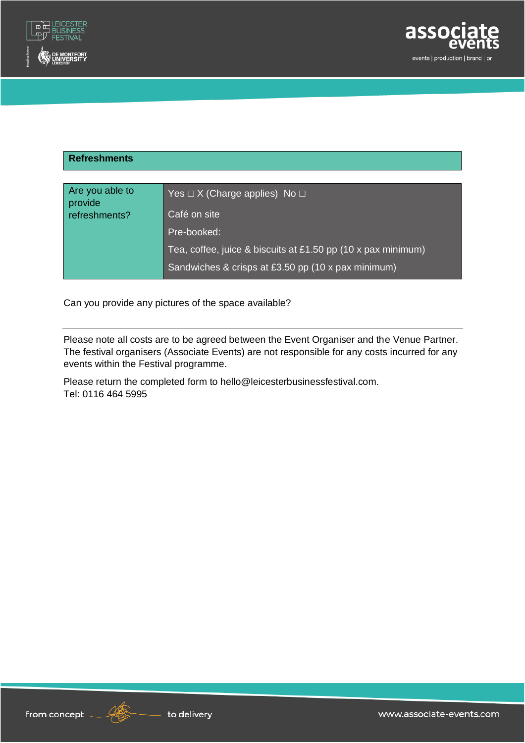| Refreshments | |
|---|---|
| Are you able to provide refreshments? | Yes □ X (Charge applies) No □<br>Café on site<br>Pre-booked:<br>Tea, coffee, juice & biscuits at £1.50 pp (10 x pax minimum)<br>Sandwiches & crisps at £3.50 pp (10 x pax minimum) |

Can you provide any pictures of the space available?

---

Please note all costs are to be agreed between the Event Organiser and the Venue Partner. The festival organisers (Associate Events) are not responsible for any costs incurred for any events within the Festival programme.

Please return the completed form to hello@leicesterbusinessfestival.com.
Tel: 0116 464 5995